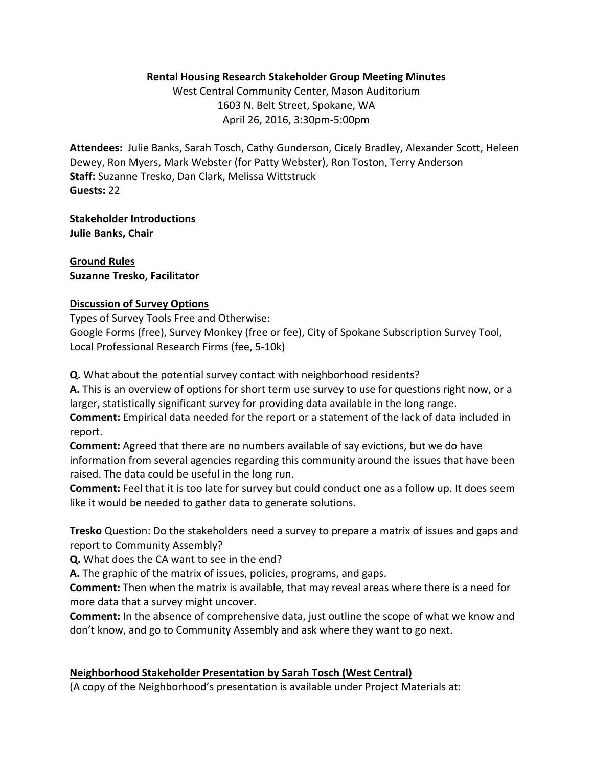# Rental Housing Research Stakeholder Group Meeting Minutes

West Central Community Center, Mason Auditorium
1603 N. Belt Street, Spokane, WA
April 26, 2016, 3:30pm-5:00pm

**Attendees:** Julie Banks, Sarah Tosch, Cathy Gunderson, Cicely Bradley, Alexander Scott, Heleen Dewey, Ron Myers, Mark Webster (for Patty Webster), Ron Toston, Terry Anderson
**Staff:** Suzanne Tresko, Dan Clark, Melissa Wittstruck
**Guests:** 22

## Stakeholder Introductions

**Julie Banks, Chair**

## Ground Rules

**Suzanne Tresko, Facilitator**

## Discussion of Survey Options

Types of Survey Tools Free and Otherwise:
Google Forms (free), Survey Monkey (free or fee), City of Spokane Subscription Survey Tool, Local Professional Research Firms (fee, 5-10k)

**Q.** What about the potential survey contact with neighborhood residents?
**A.** This is an overview of options for short term use survey to use for questions right now, or a larger, statistically significant survey for providing data available in the long range.
**Comment:** Empirical data needed for the report or a statement of the lack of data included in report.
**Comment:** Agreed that there are no numbers available of say evictions, but we do have information from several agencies regarding this community around the issues that have been raised. The data could be useful in the long run.
**Comment:** Feel that it is too late for survey but could conduct one as a follow up. It does seem like it would be needed to gather data to generate solutions.

**Tresko** Question: Do the stakeholders need a survey to prepare a matrix of issues and gaps and report to Community Assembly?
**Q.** What does the CA want to see in the end?
**A.** The graphic of the matrix of issues, policies, programs, and gaps.
**Comment:** Then when the matrix is available, that may reveal areas where there is a need for more data that a survey might uncover.
**Comment:** In the absence of comprehensive data, just outline the scope of what we know and don't know, and go to Community Assembly and ask where they want to go next.

## Neighborhood Stakeholder Presentation by Sarah Tosch (West Central)

(A copy of the Neighborhood's presentation is available under Project Materials at: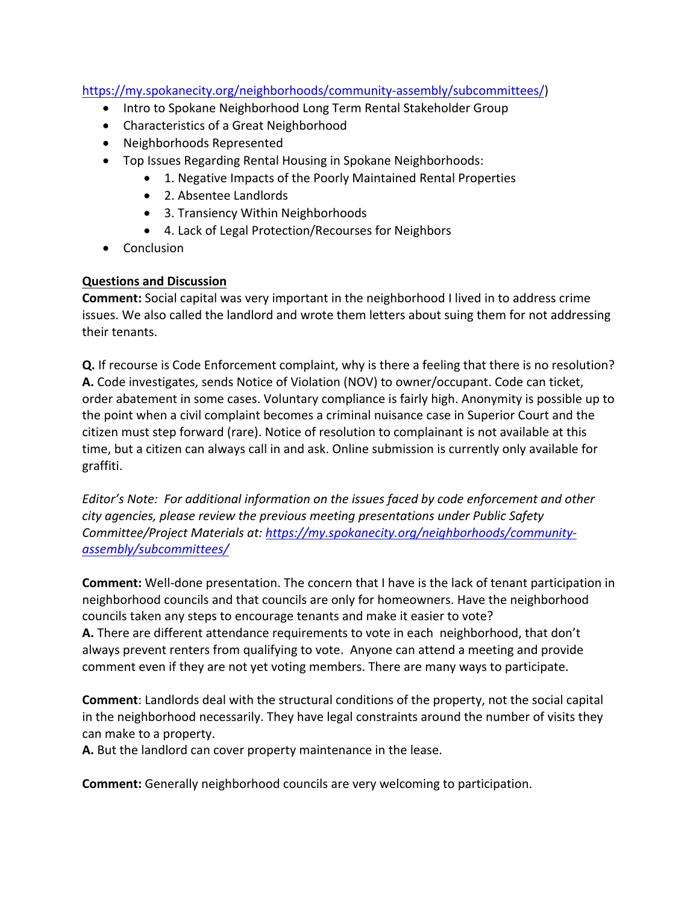https://my.spokanecity.org/neighborhoods/community-assembly/subcommittees/)

- Intro to Spokane Neighborhood Long Term Rental Stakeholder Group
- Characteristics of a Great Neighborhood
- Neighborhoods Represented
- Top Issues Regarding Rental Housing in Spokane Neighborhoods:
    - 1. Negative Impacts of the Poorly Maintained Rental Properties
    - 2. Absentee Landlords
    - 3. Transiency Within Neighborhoods
    - 4. Lack of Legal Protection/Recourses for Neighbors
- Conclusion

**Questions and Discussion**

**Comment:** Social capital was very important in the neighborhood I lived in to address crime issues. We also called the landlord and wrote them letters about suing them for not addressing their tenants.

**Q.** If recourse is Code Enforcement complaint, why is there a feeling that there is no resolution?
**A.** Code investigates, sends Notice of Violation (NOV) to owner/occupant. Code can ticket, order abatement in some cases. Voluntary compliance is fairly high. Anonymity is possible up to the point when a civil complaint becomes a criminal nuisance case in Superior Court and the citizen must step forward (rare). Notice of resolution to complainant is not available at this time, but a citizen can always call in and ask. Online submission is currently only available for graffiti.

*Editor's Note: For additional information on the issues faced by code enforcement and other city agencies, please review the previous meeting presentations under Public Safety Committee/Project Materials at: https://my.spokanecity.org/neighborhoods/community-assembly/subcommittees/*

**Comment:** Well-done presentation. The concern that I have is the lack of tenant participation in neighborhood councils and that councils are only for homeowners. Have the neighborhood councils taken any steps to encourage tenants and make it easier to vote?
**A.** There are different attendance requirements to vote in each neighborhood, that don't always prevent renters from qualifying to vote. Anyone can attend a meeting and provide comment even if they are not yet voting members. There are many ways to participate.

**Comment**: Landlords deal with the structural conditions of the property, not the social capital in the neighborhood necessarily. They have legal constraints around the number of visits they can make to a property.
**A.** But the landlord can cover property maintenance in the lease.

**Comment:** Generally neighborhood councils are very welcoming to participation.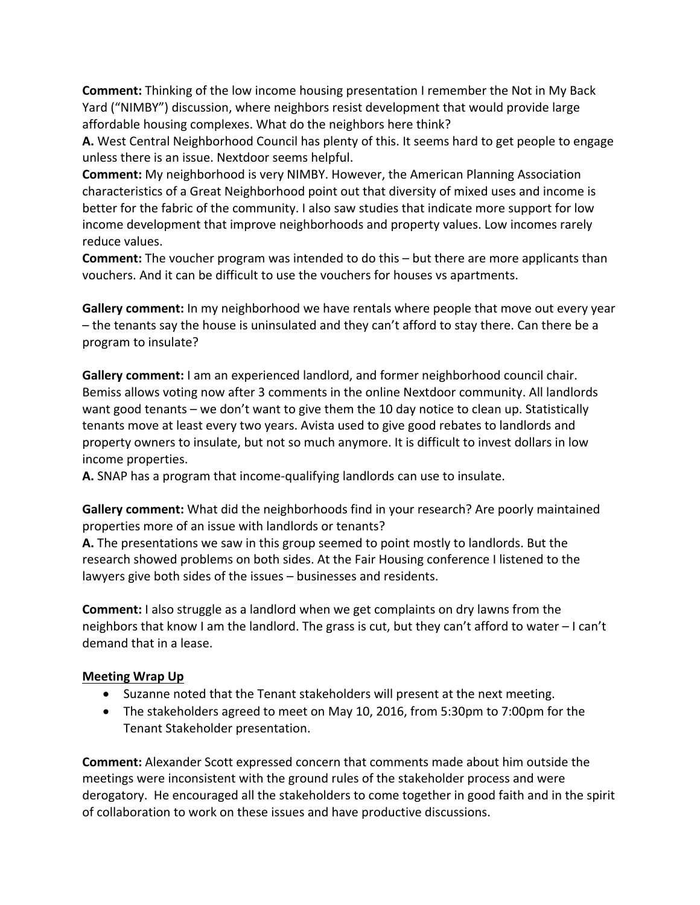**Comment:** Thinking of the low income housing presentation I remember the Not in My Back Yard ("NIMBY") discussion, where neighbors resist development that would provide large affordable housing complexes. What do the neighbors here think?
**A.** West Central Neighborhood Council has plenty of this. It seems hard to get people to engage unless there is an issue. Nextdoor seems helpful.
**Comment:** My neighborhood is very NIMBY. However, the American Planning Association characteristics of a Great Neighborhood point out that diversity of mixed uses and income is better for the fabric of the community. I also saw studies that indicate more support for low income development that improve neighborhoods and property values. Low incomes rarely reduce values.
**Comment:** The voucher program was intended to do this – but there are more applicants than vouchers. And it can be difficult to use the vouchers for houses vs apartments.

**Gallery comment:** In my neighborhood we have rentals where people that move out every year – the tenants say the house is uninsulated and they can't afford to stay there. Can there be a program to insulate?

**Gallery comment:** I am an experienced landlord, and former neighborhood council chair. Bemiss allows voting now after 3 comments in the online Nextdoor community. All landlords want good tenants – we don't want to give them the 10 day notice to clean up. Statistically tenants move at least every two years. Avista used to give good rebates to landlords and property owners to insulate, but not so much anymore. It is difficult to invest dollars in low income properties.
**A.** SNAP has a program that income-qualifying landlords can use to insulate.

**Gallery comment:** What did the neighborhoods find in your research? Are poorly maintained properties more of an issue with landlords or tenants?
**A.** The presentations we saw in this group seemed to point mostly to landlords. But the research showed problems on both sides. At the Fair Housing conference I listened to the lawyers give both sides of the issues – businesses and residents.

**Comment:** I also struggle as a landlord when we get complaints on dry lawns from the neighbors that know I am the landlord. The grass is cut, but they can't afford to water – I can't demand that in a lease.

**<u>Meeting Wrap Up</u>**

- Suzanne noted that the Tenant stakeholders will present at the next meeting.
- The stakeholders agreed to meet on May 10, 2016, from 5:30pm to 7:00pm for the Tenant Stakeholder presentation.

**Comment:** Alexander Scott expressed concern that comments made about him outside the meetings were inconsistent with the ground rules of the stakeholder process and were derogatory. He encouraged all the stakeholders to come together in good faith and in the spirit of collaboration to work on these issues and have productive discussions.